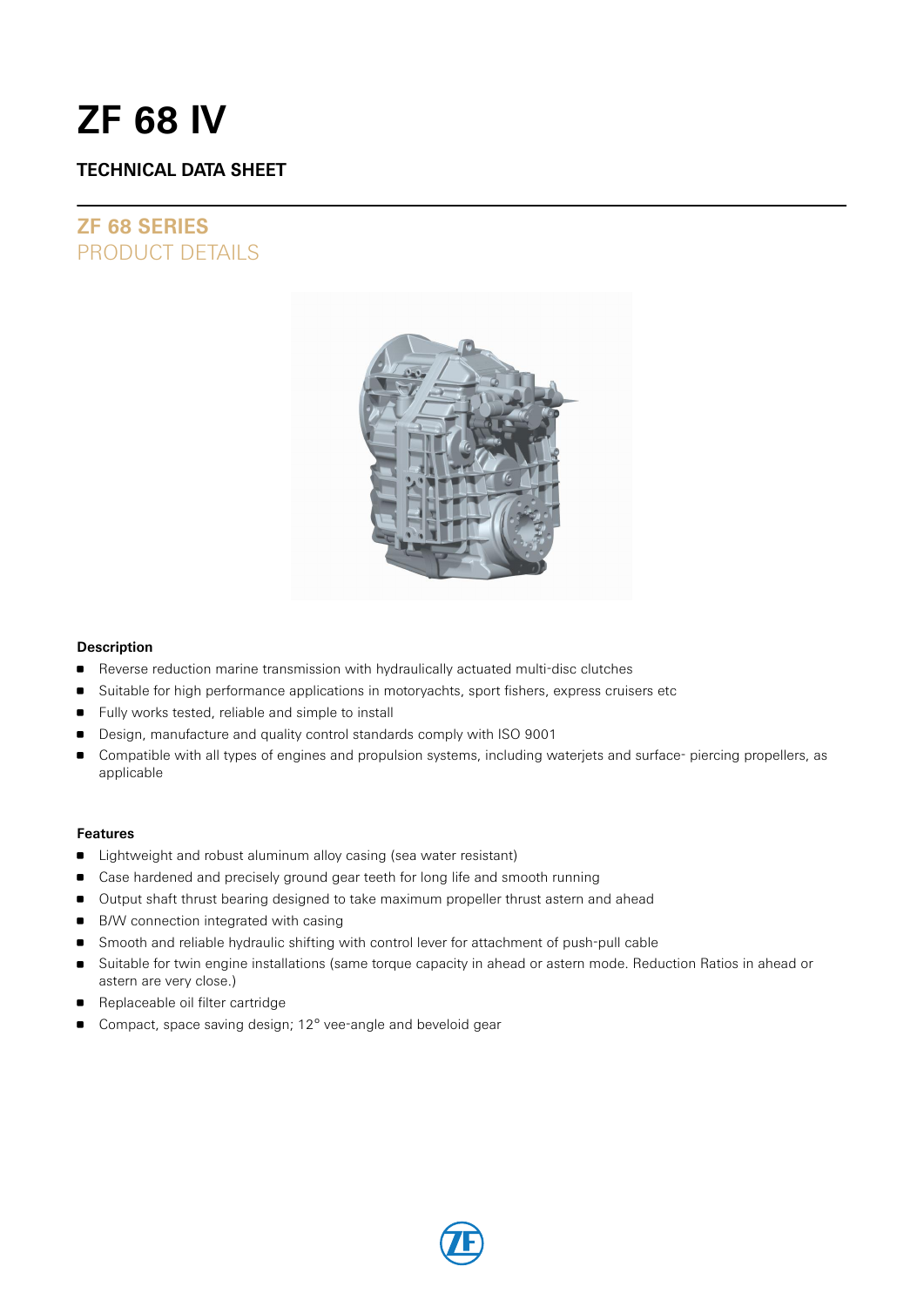# ZF 68 IV

## TECHNICAL DATA SHEET

## ZF 68 SERIES
PRODUCT DETAILS

### Description

- Reverse reduction marine transmission with hydraulically actuated multi-disc clutches
- Suitable for high performance applications in motoryachts, sport fishers, express cruisers etc
- Fully works tested, reliable and simple to install
- Design, manufacture and quality control standards comply with ISO 9001
- Compatible with all types of engines and propulsion systems, including waterjets and surface- piercing propellers, as applicable

### Features

- Lightweight and robust aluminum alloy casing (sea water resistant)
- Case hardened and precisely ground gear teeth for long life and smooth running
- Output shaft thrust bearing designed to take maximum propeller thrust astern and ahead
- B/W connection integrated with casing
- Smooth and reliable hydraulic shifting with control lever for attachment of push-pull cable
- Suitable for twin engine installations (same torque capacity in ahead or astern mode. Reduction Ratios in ahead or astern are very close.)
- Replaceable oil filter cartridge
- Compact, space saving design; 12° vee-angle and beveloid gear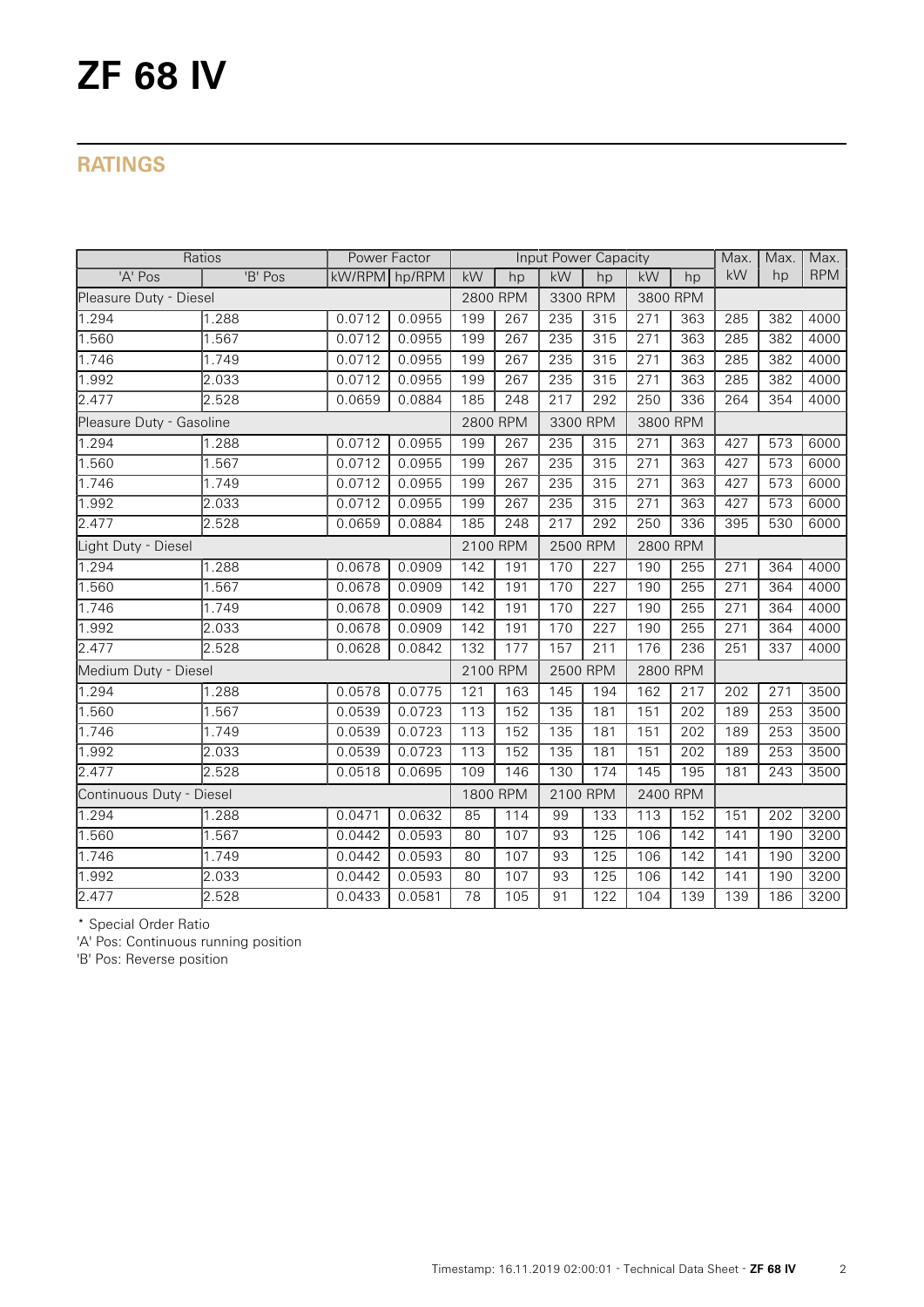# ZF 68 IV

## RATINGS

| Ratios | | Power Factor | | Input Power Capacity | | | | | | Max. | Max. | Max. |
|---|---|---|---|---|---|---|---|---|---|---|---|---|
| 'A' Pos | 'B' Pos | kW/RPM | hp/RPM | kW | hp | kW | hp | kW | hp | kW | hp | RPM |
| Pleasure Duty - Diesel | | | | 2800 RPM | | 3300 RPM | | 3800 RPM | | | | |
| 1.294 | 1.288 | 0.0712 | 0.0955 | 199 | 267 | 235 | 315 | 271 | 363 | 285 | 382 | 4000 |
| 1.560 | 1.567 | 0.0712 | 0.0955 | 199 | 267 | 235 | 315 | 271 | 363 | 285 | 382 | 4000 |
| 1.746 | 1.749 | 0.0712 | 0.0955 | 199 | 267 | 235 | 315 | 271 | 363 | 285 | 382 | 4000 |
| 1.992 | 2.033 | 0.0712 | 0.0955 | 199 | 267 | 235 | 315 | 271 | 363 | 285 | 382 | 4000 |
| 2.477 | 2.528 | 0.0659 | 0.0884 | 185 | 248 | 217 | 292 | 250 | 336 | 264 | 354 | 4000 |
| Pleasure Duty - Gasoline | | | | 2800 RPM | | 3300 RPM | | 3800 RPM | | | | |
| 1.294 | 1.288 | 0.0712 | 0.0955 | 199 | 267 | 235 | 315 | 271 | 363 | 427 | 573 | 6000 |
| 1.560 | 1.567 | 0.0712 | 0.0955 | 199 | 267 | 235 | 315 | 271 | 363 | 427 | 573 | 6000 |
| 1.746 | 1.749 | 0.0712 | 0.0955 | 199 | 267 | 235 | 315 | 271 | 363 | 427 | 573 | 6000 |
| 1.992 | 2.033 | 0.0712 | 0.0955 | 199 | 267 | 235 | 315 | 271 | 363 | 427 | 573 | 6000 |
| 2.477 | 2.528 | 0.0659 | 0.0884 | 185 | 248 | 217 | 292 | 250 | 336 | 395 | 530 | 6000 |
| Light Duty - Diesel | | | | 2100 RPM | | 2500 RPM | | 2800 RPM | | | | |
| 1.294 | 1.288 | 0.0678 | 0.0909 | 142 | 191 | 170 | 227 | 190 | 255 | 271 | 364 | 4000 |
| 1.560 | 1.567 | 0.0678 | 0.0909 | 142 | 191 | 170 | 227 | 190 | 255 | 271 | 364 | 4000 |
| 1.746 | 1.749 | 0.0678 | 0.0909 | 142 | 191 | 170 | 227 | 190 | 255 | 271 | 364 | 4000 |
| 1.992 | 2.033 | 0.0678 | 0.0909 | 142 | 191 | 170 | 227 | 190 | 255 | 271 | 364 | 4000 |
| 2.477 | 2.528 | 0.0628 | 0.0842 | 132 | 177 | 157 | 211 | 176 | 236 | 251 | 337 | 4000 |
| Medium Duty - Diesel | | | | 2100 RPM | | 2500 RPM | | 2800 RPM | | | | |
| 1.294 | 1.288 | 0.0578 | 0.0775 | 121 | 163 | 145 | 194 | 162 | 217 | 202 | 271 | 3500 |
| 1.560 | 1.567 | 0.0539 | 0.0723 | 113 | 152 | 135 | 181 | 151 | 202 | 189 | 253 | 3500 |
| 1.746 | 1.749 | 0.0539 | 0.0723 | 113 | 152 | 135 | 181 | 151 | 202 | 189 | 253 | 3500 |
| 1.992 | 2.033 | 0.0539 | 0.0723 | 113 | 152 | 135 | 181 | 151 | 202 | 189 | 253 | 3500 |
| 2.477 | 2.528 | 0.0518 | 0.0695 | 109 | 146 | 130 | 174 | 145 | 195 | 181 | 243 | 3500 |
| Continuous Duty - Diesel | | | | 1800 RPM | | 2100 RPM | | 2400 RPM | | | | |
| 1.294 | 1.288 | 0.0471 | 0.0632 | 85 | 114 | 99 | 133 | 113 | 152 | 151 | 202 | 3200 |
| 1.560 | 1.567 | 0.0442 | 0.0593 | 80 | 107 | 93 | 125 | 106 | 142 | 141 | 190 | 3200 |
| 1.746 | 1.749 | 0.0442 | 0.0593 | 80 | 107 | 93 | 125 | 106 | 142 | 141 | 190 | 3200 |
| 1.992 | 2.033 | 0.0442 | 0.0593 | 80 | 107 | 93 | 125 | 106 | 142 | 141 | 190 | 3200 |
| 2.477 | 2.528 | 0.0433 | 0.0581 | 78 | 105 | 91 | 122 | 104 | 139 | 139 | 186 | 3200 |

* Special Order Ratio

'A' Pos: Continuous running position

'B' Pos: Reverse position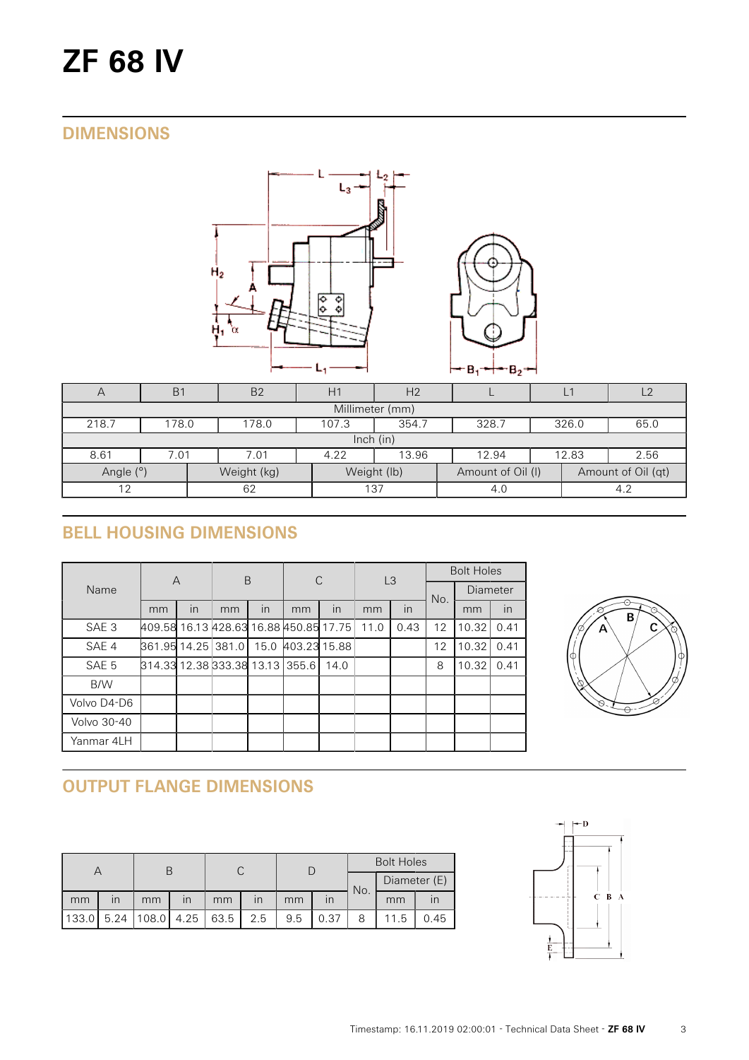# ZF 68 IV

## DIMENSIONS

| A | B1 | B2 | H1 | H2 | L | L1 | L2 |
|---|---|---|---|---|---|---|---|
| Millimeter (mm) | | | | | | | |
| 218.7 | 178.0 | 178.0 | 107.3 | 354.7 | 328.7 | 326.0 | 65.0 |
| Inch (in) | | | | | | | |
| 8.61 | 7.01 | 7.01 | 4.22 | 13.96 | 12.94 | 12.83 | 2.56 |

| Angle (°) | Weight (kg) | Weight (lb) | Amount of Oil (l) | Amount of Oil (qt) |
|---|---|---|---|---|
| 12 | 62 | 137 | 4.0 | 4.2 |

## BELL HOUSING DIMENSIONS

| Name | A | | B | | C | | L3 | | Bolt Holes | | |
|---|---|---|---|---|---|---|---|---|---|---|---|
| | | | | | | | | | No. | Diameter | |
| | mm | in | mm | in | mm | in | mm | in | | mm | in |
| SAE 3 | 409.58 | 16.13 | 428.63 | 16.88 | 450.85 | 17.75 | 11.0 | 0.43 | 12 | 10.32 | 0.41 |
| SAE 4 | 361.95 | 14.25 | 381.0 | 15.0 | 403.23 | 15.88 | | | 12 | 10.32 | 0.41 |
| SAE 5 | 314.33 | 12.38 | 333.38 | 13.13 | 355.6 | 14.0 | | | 8 | 10.32 | 0.41 |
| B/W | | | | | | | | | | | |
| Volvo D4-D6 | | | | | | | | | | | |
| Volvo 30-40 | | | | | | | | | | | |
| Yanmar 4LH | | | | | | | | | | | |

## OUTPUT FLANGE DIMENSIONS

| A | | B | | C | | D | | Bolt Holes | | |
|---|---|---|---|---|---|---|---|---|---|---|
| | | | | | | | | No. | Diameter (E) | |
| mm | in | mm | in | mm | in | mm | in | | mm | in |
| 133.0 | 5.24 | 108.0 | 4.25 | 63.5 | 2.5 | 9.5 | 0.37 | 8 | 11.5 | 0.45 |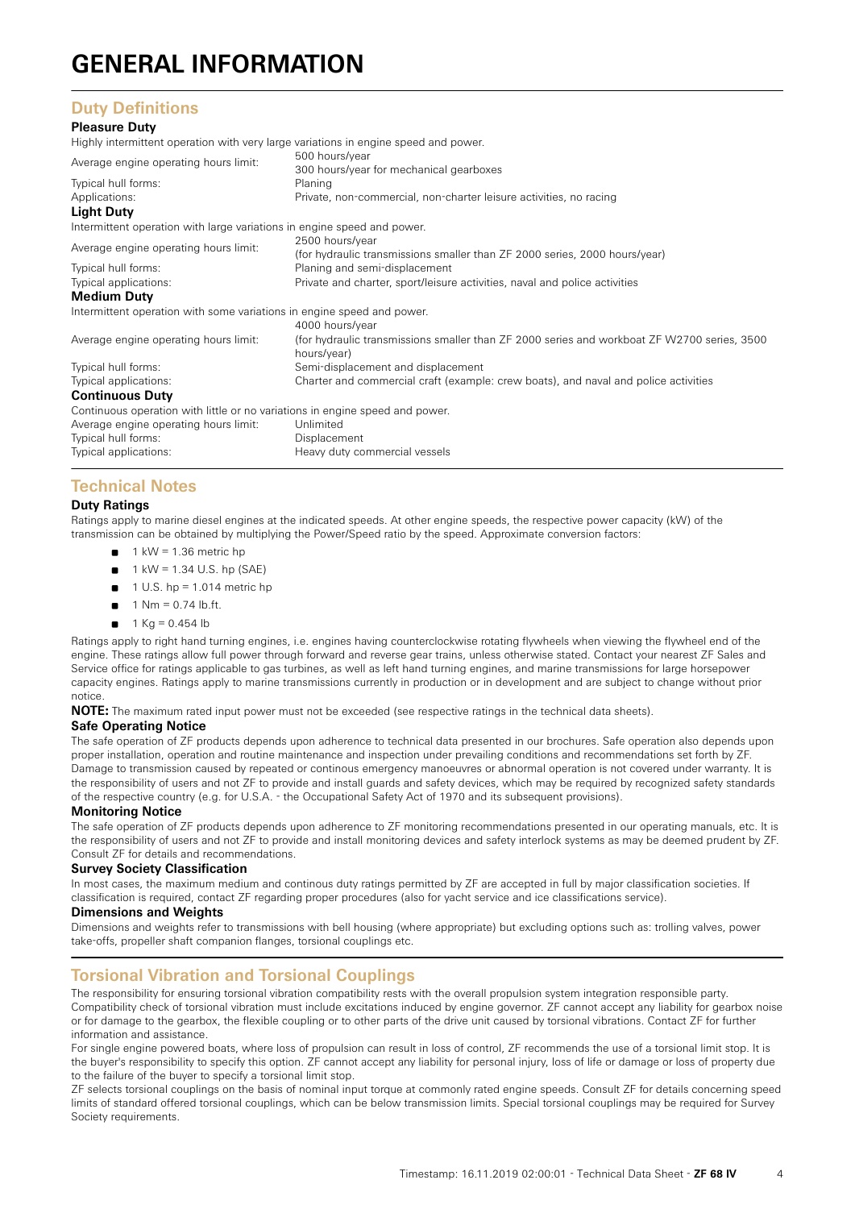# GENERAL INFORMATION

## Duty Definitions

### Pleasure Duty

Highly intermittent operation with very large variations in engine speed and power.

| | |
|---|---|
| Average engine operating hours limit: | 500 hours/year<br>300 hours/year for mechanical gearboxes |
| Typical hull forms: | Planing |
| Applications: | Private, non-commercial, non-charter leisure activities, no racing |

### Light Duty

Intermittent operation with large variations in engine speed and power.

| | |
|---|---|
| Average engine operating hours limit: | 2500 hours/year<br>(for hydraulic transmissions smaller than ZF 2000 series, 2000 hours/year) |
| Typical hull forms: | Planing and semi-displacement |
| Typical applications: | Private and charter, sport/leisure activities, naval and police activities |

### Medium Duty

Intermittent operation with some variations in engine speed and power.

| | |
|---|---|
| Average engine operating hours limit: | 4000 hours/year<br>(for hydraulic transmissions smaller than ZF 2000 series and workboat ZF W2700 series, 3500 hours/year) |
| Typical hull forms: | Semi-displacement and displacement |
| Typical applications: | Charter and commercial craft (example: crew boats), and naval and police activities |

### Continuous Duty

Continuous operation with little or no variations in engine speed and power.

| | |
|---|---|
| Average engine operating hours limit: | Unlimited |
| Typical hull forms: | Displacement |
| Typical applications: | Heavy duty commercial vessels |

## Technical Notes

### Duty Ratings

Ratings apply to marine diesel engines at the indicated speeds. At other engine speeds, the respective power capacity (kW) of the transmission can be obtained by multiplying the Power/Speed ratio by the speed. Approximate conversion factors:

- 1 kW = 1.36 metric hp
- 1 kW = 1.34 U.S. hp (SAE)
- 1 U.S. hp = 1.014 metric hp
- 1 Nm = 0.74 lb.ft.
- 1 Kg = 0.454 lb

Ratings apply to right hand turning engines, i.e. engines having counterclockwise rotating flywheels when viewing the flywheel end of the engine. These ratings allow full power through forward and reverse gear trains, unless otherwise stated. Contact your nearest ZF Sales and Service office for ratings applicable to gas turbines, as well as left hand turning engines, and marine transmissions for large horsepower capacity engines. Ratings apply to marine transmissions currently in production or in development and are subject to change without prior notice.

**NOTE:** The maximum rated input power must not be exceeded (see respective ratings in the technical data sheets).

### Safe Operating Notice

The safe operation of ZF products depends upon adherence to technical data presented in our brochures. Safe operation also depends upon proper installation, operation and routine maintenance and inspection under prevailing conditions and recommendations set forth by ZF. Damage to transmission caused by repeated or continous emergency manoeuvres or abnormal operation is not covered under warranty. It is the responsibility of users and not ZF to provide and install guards and safety devices, which may be required by recognized safety standards of the respective country (e.g. for U.S.A. - the Occupational Safety Act of 1970 and its subsequent provisions).

### Monitoring Notice

The safe operation of ZF products depends upon adherence to ZF monitoring recommendations presented in our operating manuals, etc. It is the responsibility of users and not ZF to provide and install monitoring devices and safety interlock systems as may be deemed prudent by ZF. Consult ZF for details and recommendations.

### Survey Society Classification

In most cases, the maximum medium and continous duty ratings permitted by ZF are accepted in full by major classification societies. If classification is required, contact ZF regarding proper procedures (also for yacht service and ice classifications service).

### Dimensions and Weights

Dimensions and weights refer to transmissions with bell housing (where appropriate) but excluding options such as: trolling valves, power take-offs, propeller shaft companion flanges, torsional couplings etc.

## Torsional Vibration and Torsional Couplings

The responsibility for ensuring torsional vibration compatibility rests with the overall propulsion system integration responsible party. Compatibility check of torsional vibration must include excitations induced by engine governor. ZF cannot accept any liability for gearbox noise or for damage to the gearbox, the flexible coupling or to other parts of the drive unit caused by torsional vibrations. Contact ZF for further information and assistance.

For single engine powered boats, where loss of propulsion can result in loss of control, ZF recommends the use of a torsional limit stop. It is the buyer's responsibility to specify this option. ZF cannot accept any liability for personal injury, loss of life or damage or loss of property due to the failure of the buyer to specify a torsional limit stop.

ZF selects torsional couplings on the basis of nominal input torque at commonly rated engine speeds. Consult ZF for details concerning speed limits of standard offered torsional couplings, which can be below transmission limits. Special torsional couplings may be required for Survey Society requirements.